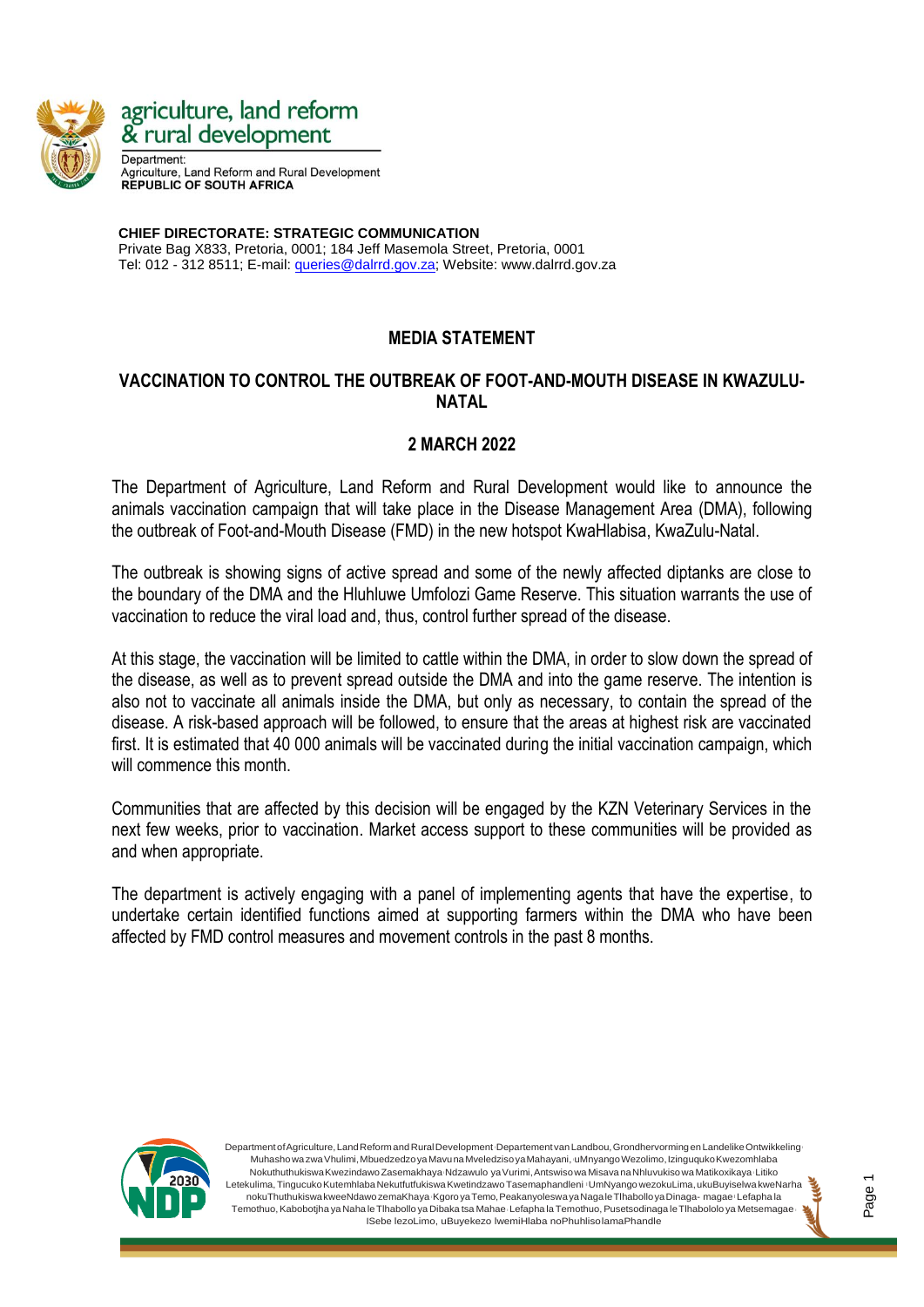agriculture, land reform & rural development

Department:
Agriculture, Land Reform and Rural Development
**REPUBLIC OF SOUTH AFRICA**

**CHIEF DIRECTORATE: STRATEGIC COMMUNICATION**
Private Bag X833, Pretoria, 0001; 184 Jeff Masemola Street, Pretoria, 0001
Tel: 012 - 312 8511; E-mail: queries@dalrrd.gov.za; Website: www.dalrrd.gov.za

# MEDIA STATEMENT

## VACCINATION TO CONTROL THE OUTBREAK OF FOOT-AND-MOUTH DISEASE IN KWAZULU-NATAL

**2 MARCH 2022**

The Department of Agriculture, Land Reform and Rural Development would like to announce the animals vaccination campaign that will take place in the Disease Management Area (DMA), following the outbreak of Foot-and-Mouth Disease (FMD) in the new hotspot KwaHlabisa, KwaZulu-Natal.

The outbreak is showing signs of active spread and some of the newly affected diptanks are close to the boundary of the DMA and the Hluhluwe Umfolozi Game Reserve. This situation warrants the use of vaccination to reduce the viral load and, thus, control further spread of the disease.

At this stage, the vaccination will be limited to cattle within the DMA, in order to slow down the spread of the disease, as well as to prevent spread outside the DMA and into the game reserve. The intention is also not to vaccinate all animals inside the DMA, but only as necessary, to contain the spread of the disease. A risk-based approach will be followed, to ensure that the areas at highest risk are vaccinated first. It is estimated that 40 000 animals will be vaccinated during the initial vaccination campaign, which will commence this month.

Communities that are affected by this decision will be engaged by the KZN Veterinary Services in the next few weeks, prior to vaccination. Market access support to these communities will be provided as and when appropriate.

The department is actively engaging with a panel of implementing agents that have the expertise, to undertake certain identified functions aimed at supporting farmers within the DMA who have been affected by FMD control measures and movement controls in the past 8 months.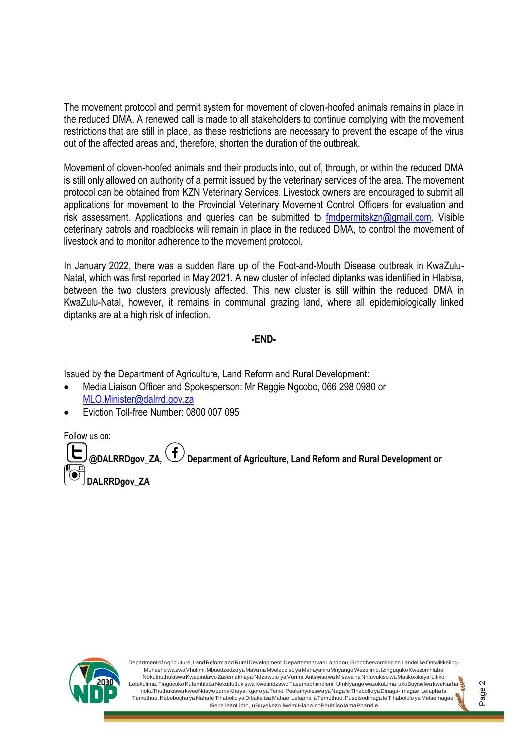The movement protocol and permit system for movement of cloven-hoofed animals remains in place in the reduced DMA. A renewed call is made to all stakeholders to continue complying with the movement restrictions that are still in place, as these restrictions are necessary to prevent the escape of the virus out of the affected areas and, therefore, shorten the duration of the outbreak.

Movement of cloven-hoofed animals and their products into, out of, through, or within the reduced DMA is still only allowed on authority of a permit issued by the veterinary services of the area. The movement protocol can be obtained from KZN Veterinary Services. Livestock owners are encouraged to submit all applications for movement to the Provincial Veterinary Movement Control Officers for evaluation and risk assessment. Applications and queries can be submitted to fmdpermitskzn@gmail.com. Visible ceterinary patrols and roadblocks will remain in place in the reduced DMA, to control the movement of livestock and to monitor adherence to the movement protocol.

In January 2022, there was a sudden flare up of the Foot-and-Mouth Disease outbreak in KwaZulu-Natal, which was first reported in May 2021. A new cluster of infected diptanks was identified in Hlabisa, between the two clusters previously affected. This new cluster is still within the reduced DMA in KwaZulu-Natal, however, it remains in communal grazing land, where all epidemiologically linked diptanks are at a high risk of infection.

**-END-**

Issued by the Department of Agriculture, Land Reform and Rural Development:

- Media Liaison Officer and Spokesperson: Mr Reggie Ngcobo, 066 298 0980 or MLO.Minister@dalrrd.gov.za
- Eviction Toll-free Number: 0800 007 095

Follow us on:

**@DALRRDgov_ZA, Department of Agriculture, Land Reform and Rural Development or DALRRDgov_ZA**

Department of Agriculture, Land Reform and Rural Development · Departement van Landbou, Grondhervorming en Landelike Ontwikkeling · Muhasho wa zwa Vhulimi, Mbuedzedzo ya Mavu na Mveledziso ya Mahayani · uMnyango Wezolimo, Izinguquko Kwezomhlaba Nokuthuthukiswa Kwezindawo Zasemakhaya · Ndzawulo ya Vurimi, Antswiso wa Misava na Nhluvukiso wa Matikoxikaya · Litiko Letekulima, Tingucuko Kutemhlaba Nekutfutfukiswa Kwetindzawo Tasemaphandleni · UmNyango wezokuLima, ukuBuyiselwa kweNarha nokuThuthukiswa kweeNdawo zemaKhaya · Kgoro ya Temo, Peakanyoleswa ya Naga le Tlhabollo ya Dinaga- magae · Lefapha la Temothuo, Kabobotjha ya Naha le Tlhabollo ya Dibaka tsa Mahae · Lefapha la Temothuo, Pusetsodinaga le Tlhabololo ya Metsemagae · ISebe lezoLimo, uBuyekezo lwemiHlaba noPhuhliso lamaPhandle